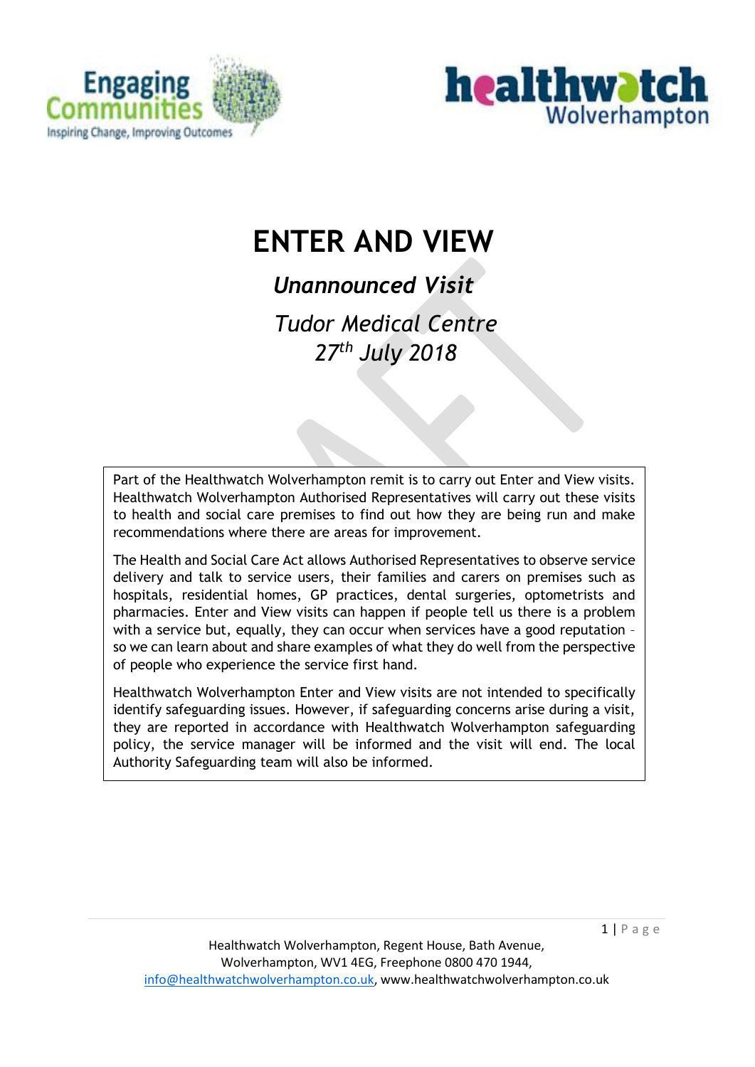# ENTER AND VIEW

## *Unannounced Visit*

## *Tudor Medical Centre*
## *27th July 2018*

Part of the Healthwatch Wolverhampton remit is to carry out Enter and View visits. Healthwatch Wolverhampton Authorised Representatives will carry out these visits to health and social care premises to find out how they are being run and make recommendations where there are areas for improvement.

The Health and Social Care Act allows Authorised Representatives to observe service delivery and talk to service users, their families and carers on premises such as hospitals, residential homes, GP practices, dental surgeries, optometrists and pharmacies. Enter and View visits can happen if people tell us there is a problem with a service but, equally, they can occur when services have a good reputation – so we can learn about and share examples of what they do well from the perspective of people who experience the service first hand.

Healthwatch Wolverhampton Enter and View visits are not intended to specifically identify safeguarding issues. However, if safeguarding concerns arise during a visit, they are reported in accordance with Healthwatch Wolverhampton safeguarding policy, the service manager will be informed and the visit will end. The local Authority Safeguarding team will also be informed.

Healthwatch Wolverhampton, Regent House, Bath Avenue, Wolverhampton, WV1 4EG, Freephone 0800 470 1944, info@healthwatchwolverhampton.co.uk, www.healthwatchwolverhampton.co.uk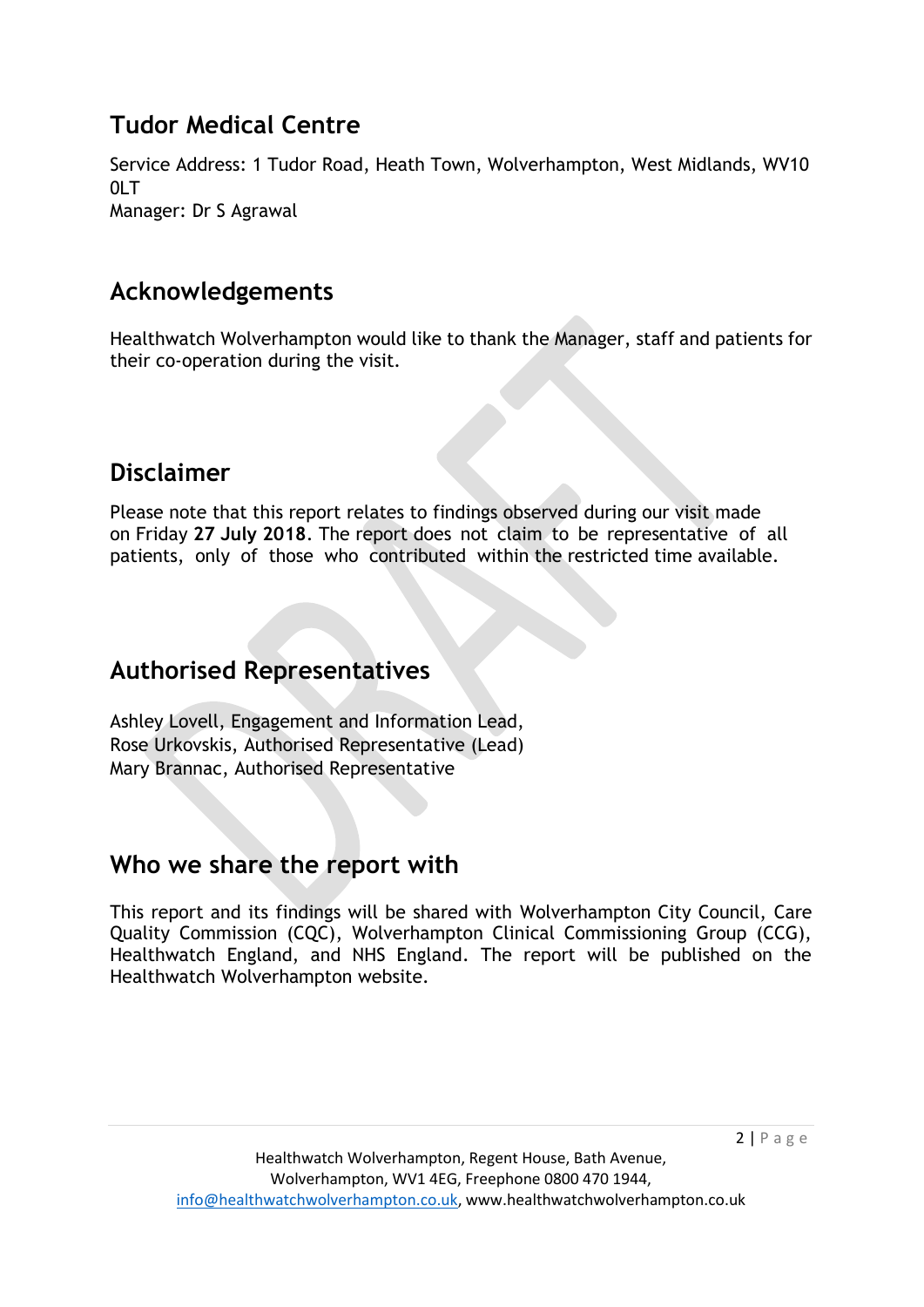## Tudor Medical Centre

Service Address: 1 Tudor Road, Heath Town, Wolverhampton, West Midlands, WV10 0LT
Manager: Dr S Agrawal

## Acknowledgements

Healthwatch Wolverhampton would like to thank the Manager, staff and patients for their co-operation during the visit.

## Disclaimer

Please note that this report relates to findings observed during our visit made on Friday **27 July 2018**. The report does not claim to be representative of all patients, only of those who contributed within the restricted time available.

## Authorised Representatives

Ashley Lovell, Engagement and Information Lead,
Rose Urkovskis, Authorised Representative (Lead)
Mary Brannac, Authorised Representative

## Who we share the report with

This report and its findings will be shared with Wolverhampton City Council, Care Quality Commission (CQC), Wolverhampton Clinical Commissioning Group (CCG), Healthwatch England, and NHS England. The report will be published on the Healthwatch Wolverhampton website.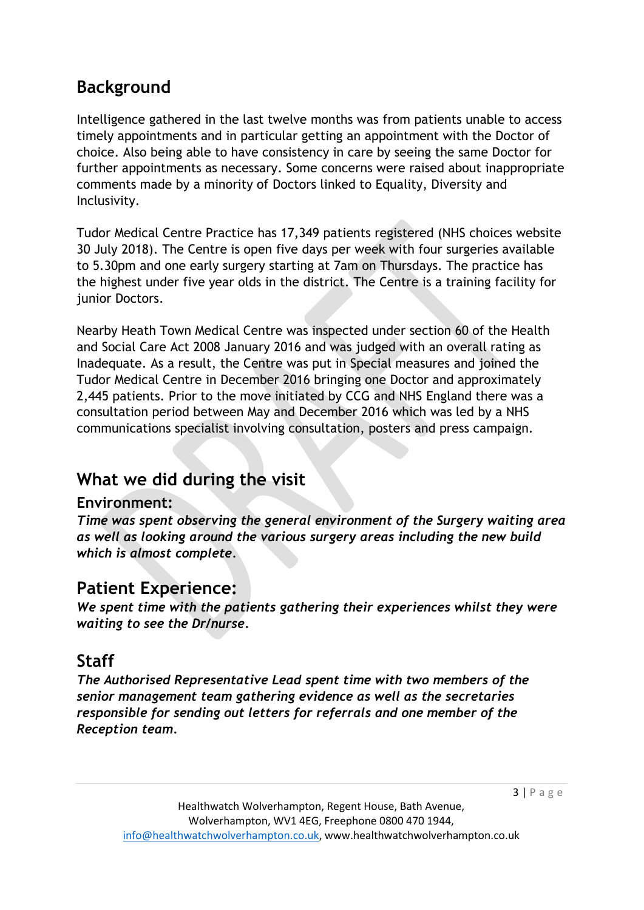## Background

Intelligence gathered in the last twelve months was from patients unable to access timely appointments and in particular getting an appointment with the Doctor of choice. Also being able to have consistency in care by seeing the same Doctor for further appointments as necessary. Some concerns were raised about inappropriate comments made by a minority of Doctors linked to Equality, Diversity and Inclusivity.

Tudor Medical Centre Practice has 17,349 patients registered (NHS choices website 30 July 2018). The Centre is open five days per week with four surgeries available to 5.30pm and one early surgery starting at 7am on Thursdays. The practice has the highest under five year olds in the district. The Centre is a training facility for junior Doctors.

Nearby Heath Town Medical Centre was inspected under section 60 of the Health and Social Care Act 2008 January 2016 and was judged with an overall rating as Inadequate. As a result, the Centre was put in Special measures and joined the Tudor Medical Centre in December 2016 bringing one Doctor and approximately 2,445 patients. Prior to the move initiated by CCG and NHS England there was a consultation period between May and December 2016 which was led by a NHS communications specialist involving consultation, posters and press campaign.

## What we did during the visit

### Environment:

***Time was spent observing the general environment of the Surgery waiting area as well as looking around the various surgery areas including the new build which is almost complete.***

## Patient Experience:

***We spent time with the patients gathering their experiences whilst they were waiting to see the Dr/nurse.***

## Staff

***The Authorised Representative Lead spent time with two members of the senior management team gathering evidence as well as the secretaries responsible for sending out letters for referrals and one member of the Reception team.***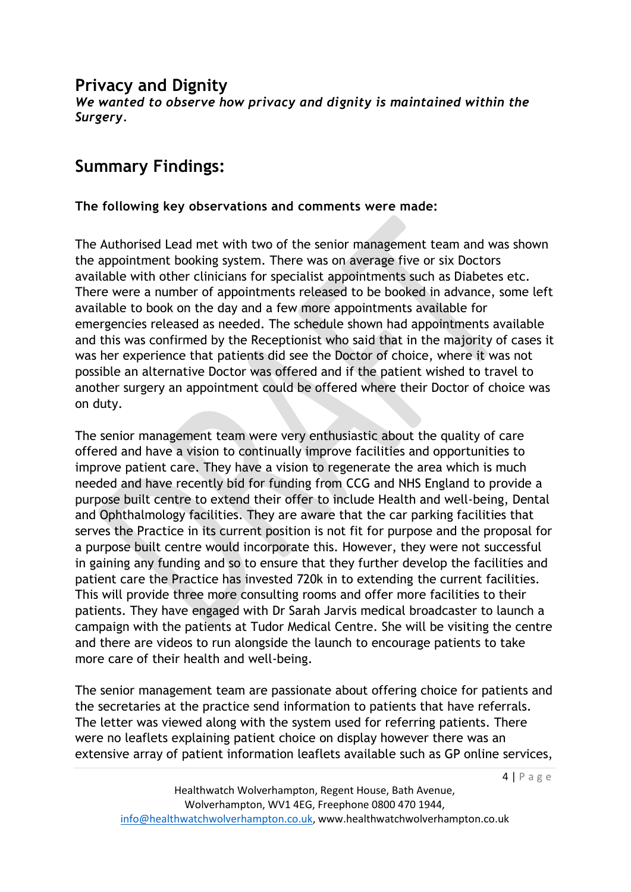## Privacy and Dignity

***We wanted to observe how privacy and dignity is maintained within the Surgery.***

## Summary Findings:

**The following key observations and comments were made:**

The Authorised Lead met with two of the senior management team and was shown the appointment booking system. There was on average five or six Doctors available with other clinicians for specialist appointments such as Diabetes etc. There were a number of appointments released to be booked in advance, some left available to book on the day and a few more appointments available for emergencies released as needed. The schedule shown had appointments available and this was confirmed by the Receptionist who said that in the majority of cases it was her experience that patients did see the Doctor of choice, where it was not possible an alternative Doctor was offered and if the patient wished to travel to another surgery an appointment could be offered where their Doctor of choice was on duty.

The senior management team were very enthusiastic about the quality of care offered and have a vision to continually improve facilities and opportunities to improve patient care. They have a vision to regenerate the area which is much needed and have recently bid for funding from CCG and NHS England to provide a purpose built centre to extend their offer to include Health and well-being, Dental and Ophthalmology facilities. They are aware that the car parking facilities that serves the Practice in its current position is not fit for purpose and the proposal for a purpose built centre would incorporate this. However, they were not successful in gaining any funding and so to ensure that they further develop the facilities and patient care the Practice has invested 720k in to extending the current facilities. This will provide three more consulting rooms and offer more facilities to their patients. They have engaged with Dr Sarah Jarvis medical broadcaster to launch a campaign with the patients at Tudor Medical Centre. She will be visiting the centre and there are videos to run alongside the launch to encourage patients to take more care of their health and well-being.

The senior management team are passionate about offering choice for patients and the secretaries at the practice send information to patients that have referrals. The letter was viewed along with the system used for referring patients. There were no leaflets explaining patient choice on display however there was an extensive array of patient information leaflets available such as GP online services,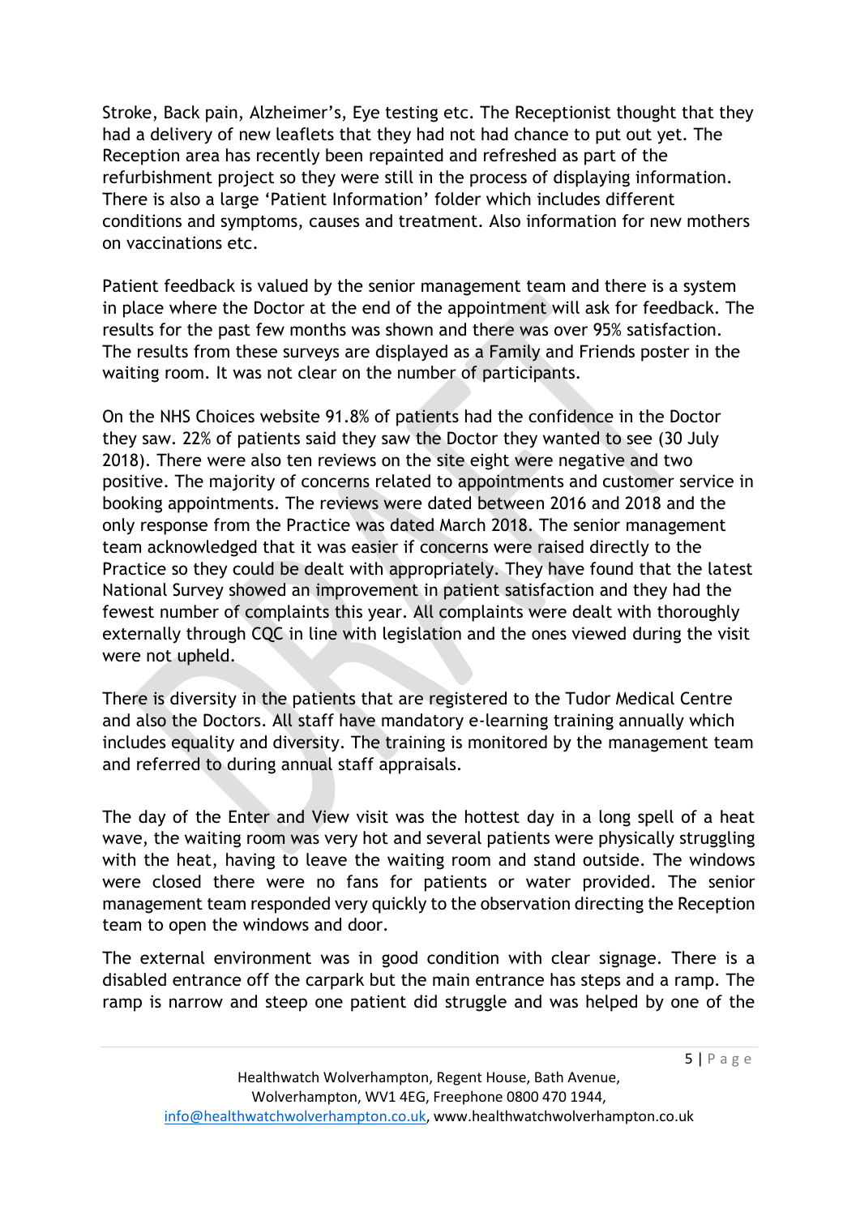Stroke, Back pain, Alzheimer's, Eye testing etc. The Receptionist thought that they had a delivery of new leaflets that they had not had chance to put out yet. The Reception area has recently been repainted and refreshed as part of the refurbishment project so they were still in the process of displaying information. There is also a large 'Patient Information' folder which includes different conditions and symptoms, causes and treatment. Also information for new mothers on vaccinations etc.

Patient feedback is valued by the senior management team and there is a system in place where the Doctor at the end of the appointment will ask for feedback. The results for the past few months was shown and there was over 95% satisfaction. The results from these surveys are displayed as a Family and Friends poster in the waiting room. It was not clear on the number of participants.

On the NHS Choices website 91.8% of patients had the confidence in the Doctor they saw. 22% of patients said they saw the Doctor they wanted to see (30 July 2018). There were also ten reviews on the site eight were negative and two positive. The majority of concerns related to appointments and customer service in booking appointments. The reviews were dated between 2016 and 2018 and the only response from the Practice was dated March 2018. The senior management team acknowledged that it was easier if concerns were raised directly to the Practice so they could be dealt with appropriately. They have found that the latest National Survey showed an improvement in patient satisfaction and they had the fewest number of complaints this year. All complaints were dealt with thoroughly externally through CQC in line with legislation and the ones viewed during the visit were not upheld.

There is diversity in the patients that are registered to the Tudor Medical Centre and also the Doctors. All staff have mandatory e-learning training annually which includes equality and diversity. The training is monitored by the management team and referred to during annual staff appraisals.

The day of the Enter and View visit was the hottest day in a long spell of a heat wave, the waiting room was very hot and several patients were physically struggling with the heat, having to leave the waiting room and stand outside. The windows were closed there were no fans for patients or water provided. The senior management team responded very quickly to the observation directing the Reception team to open the windows and door.

The external environment was in good condition with clear signage. There is a disabled entrance off the carpark but the main entrance has steps and a ramp. The ramp is narrow and steep one patient did struggle and was helped by one of the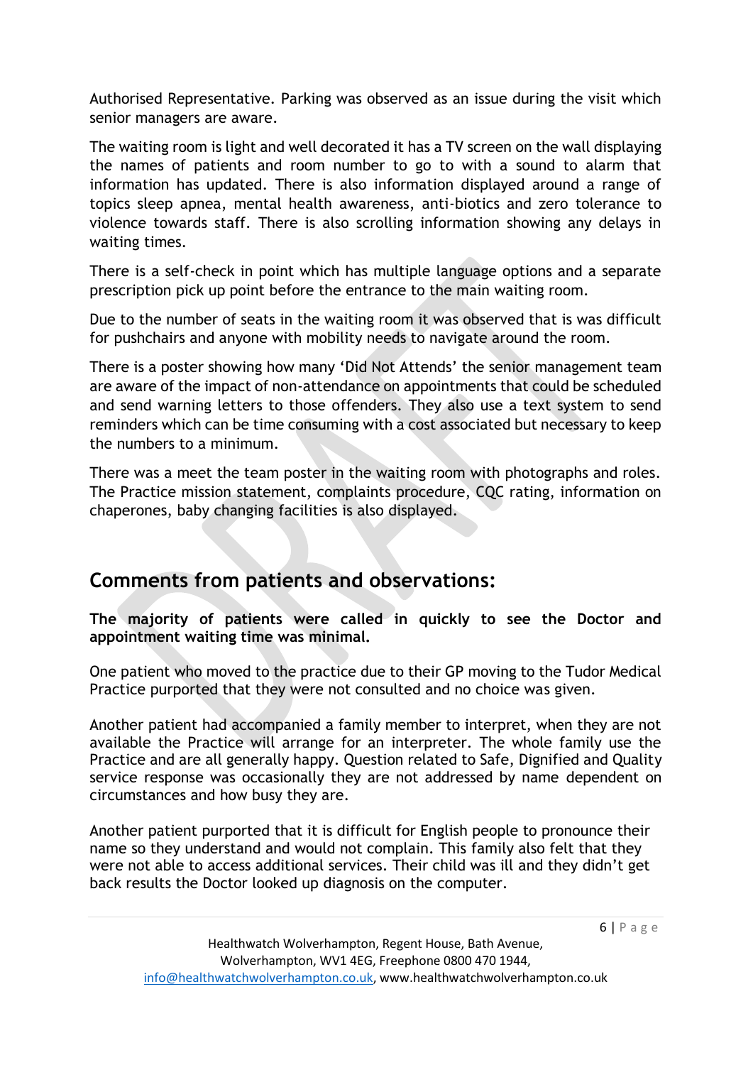Authorised Representative. Parking was observed as an issue during the visit which senior managers are aware.

The waiting room is light and well decorated it has a TV screen on the wall displaying the names of patients and room number to go to with a sound to alarm that information has updated. There is also information displayed around a range of topics sleep apnea, mental health awareness, anti-biotics and zero tolerance to violence towards staff. There is also scrolling information showing any delays in waiting times.

There is a self-check in point which has multiple language options and a separate prescription pick up point before the entrance to the main waiting room.

Due to the number of seats in the waiting room it was observed that is was difficult for pushchairs and anyone with mobility needs to navigate around the room.

There is a poster showing how many 'Did Not Attends' the senior management team are aware of the impact of non-attendance on appointments that could be scheduled and send warning letters to those offenders. They also use a text system to send reminders which can be time consuming with a cost associated but necessary to keep the numbers to a minimum.

There was a meet the team poster in the waiting room with photographs and roles. The Practice mission statement, complaints procedure, CQC rating, information on chaperones, baby changing facilities is also displayed.

## Comments from patients and observations:

**The majority of patients were called in quickly to see the Doctor and appointment waiting time was minimal.**

One patient who moved to the practice due to their GP moving to the Tudor Medical Practice purported that they were not consulted and no choice was given.

Another patient had accompanied a family member to interpret, when they are not available the Practice will arrange for an interpreter. The whole family use the Practice and are all generally happy. Question related to Safe, Dignified and Quality service response was occasionally they are not addressed by name dependent on circumstances and how busy they are.

Another patient purported that it is difficult for English people to pronounce their name so they understand and would not complain. This family also felt that they were not able to access additional services. Their child was ill and they didn't get back results the Doctor looked up diagnosis on the computer.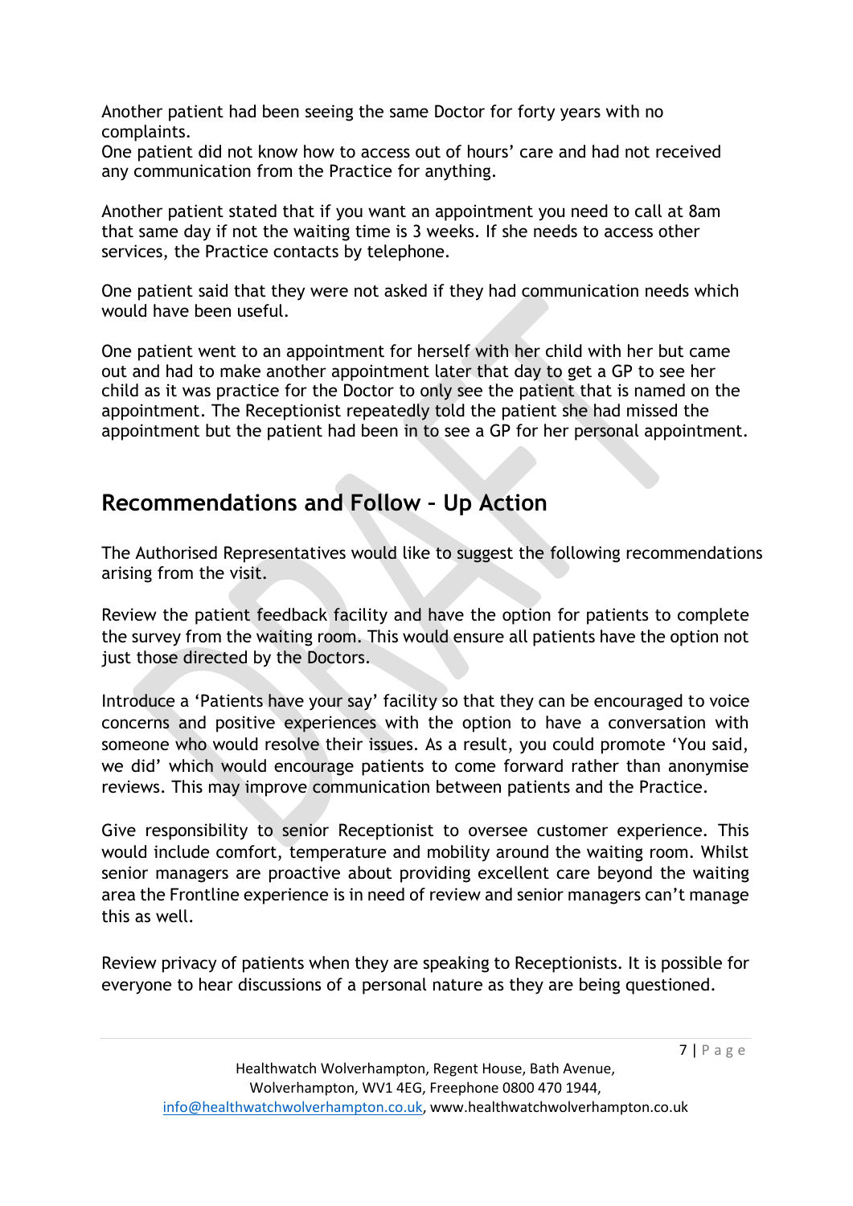Another patient had been seeing the same Doctor for forty years with no complaints.
One patient did not know how to access out of hours' care and had not received any communication from the Practice for anything.

Another patient stated that if you want an appointment you need to call at 8am that same day if not the waiting time is 3 weeks. If she needs to access other services, the Practice contacts by telephone.

One patient said that they were not asked if they had communication needs which would have been useful.

One patient went to an appointment for herself with her child with her but came out and had to make another appointment later that day to get a GP to see her child as it was practice for the Doctor to only see the patient that is named on the appointment. The Receptionist repeatedly told the patient she had missed the appointment but the patient had been in to see a GP for her personal appointment.

## Recommendations and Follow – Up Action

The Authorised Representatives would like to suggest the following recommendations arising from the visit.

Review the patient feedback facility and have the option for patients to complete the survey from the waiting room. This would ensure all patients have the option not just those directed by the Doctors.

Introduce a 'Patients have your say' facility so that they can be encouraged to voice concerns and positive experiences with the option to have a conversation with someone who would resolve their issues. As a result, you could promote 'You said, we did' which would encourage patients to come forward rather than anonymise reviews. This may improve communication between patients and the Practice.

Give responsibility to senior Receptionist to oversee customer experience. This would include comfort, temperature and mobility around the waiting room. Whilst senior managers are proactive about providing excellent care beyond the waiting area the Frontline experience is in need of review and senior managers can't manage this as well.

Review privacy of patients when they are speaking to Receptionists. It is possible for everyone to hear discussions of a personal nature as they are being questioned.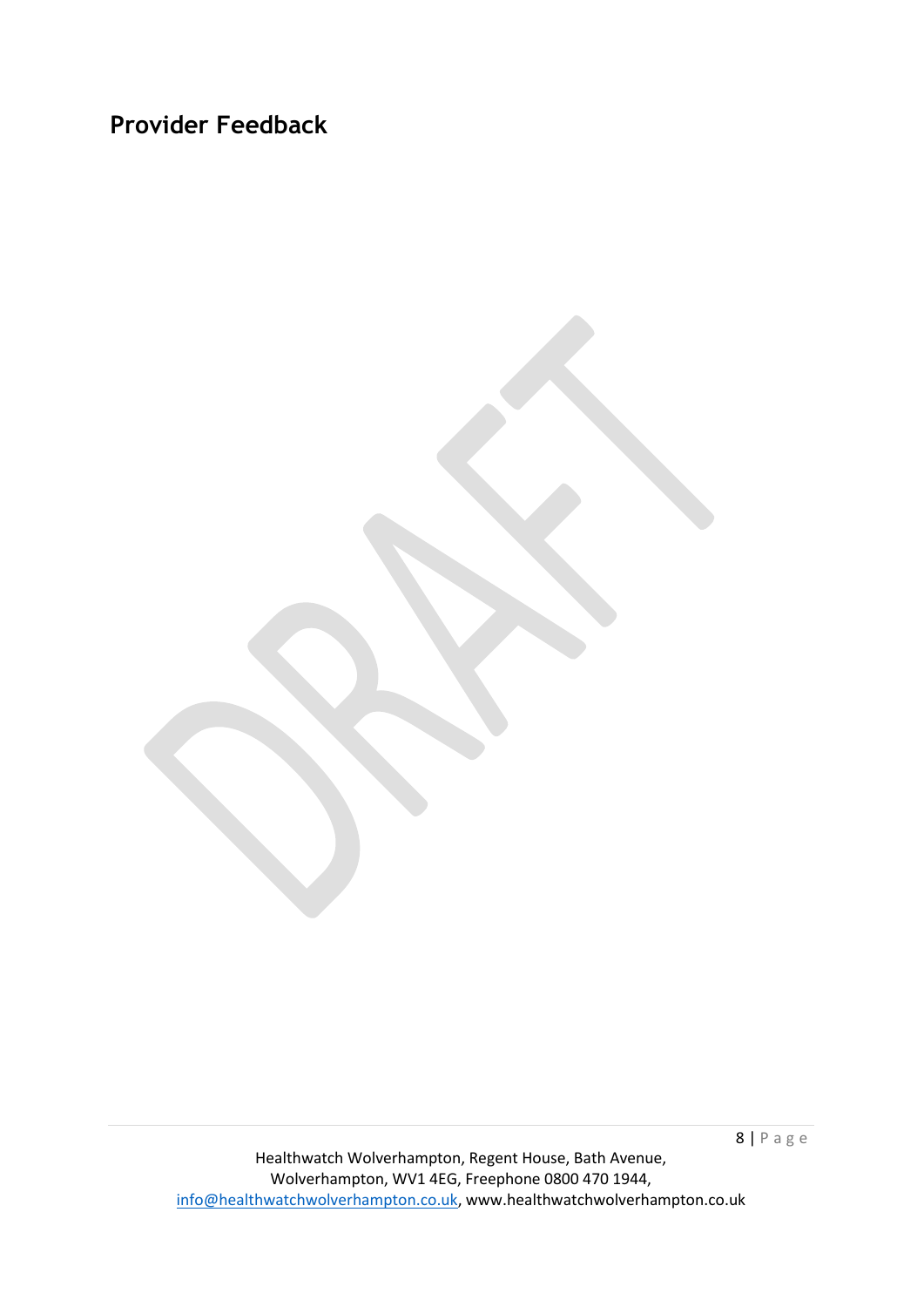## Provider Feedback